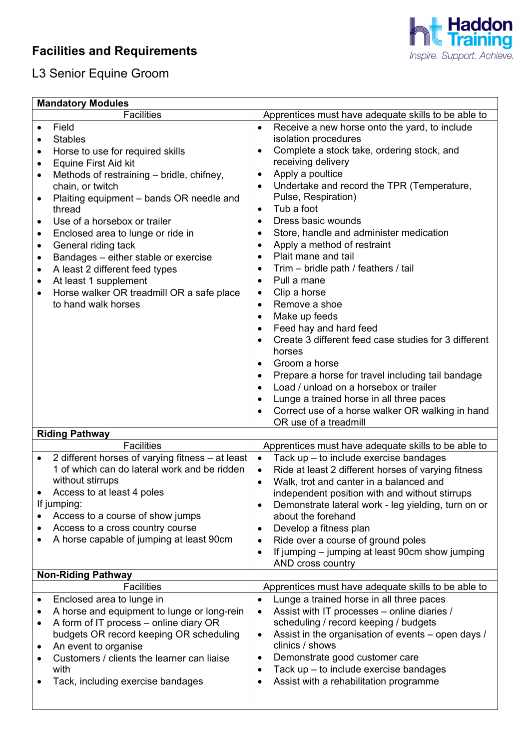## Facilities and Requirements

L3 Senior Equine Groom

| **Mandatory Modules** | |
|---|---|
| Facilities | Apprentices must have adequate skills to be able to |
| • Field<br>• Stables<br>• Horse to use for required skills<br>• Equine First Aid kit<br>• Methods of restraining – bridle, chifney, chain, or twitch<br>• Plaiting equipment – bands OR needle and thread<br>• Use of a horsebox or trailer<br>• Enclosed area to lunge or ride in<br>• General riding tack<br>• Bandages – either stable or exercise<br>• A least 2 different feed types<br>• At least 1 supplement<br>• Horse walker OR treadmill OR a safe place to hand walk horses | • Receive a new horse onto the yard, to include isolation procedures<br>• Complete a stock take, ordering stock, and receiving delivery<br>• Apply a poultice<br>• Undertake and record the TPR (Temperature, Pulse, Respiration)<br>• Tub a foot<br>• Dress basic wounds<br>• Store, handle and administer medication<br>• Apply a method of restraint<br>• Plait mane and tail<br>• Trim – bridle path / feathers / tail<br>• Pull a mane<br>• Clip a horse<br>• Remove a shoe<br>• Make up feeds<br>• Feed hay and hard feed<br>• Create 3 different feed case studies for 3 different horses<br>• Groom a horse<br>• Prepare a horse for travel including tail bandage<br>• Load / unload on a horsebox or trailer<br>• Lunge a trained horse in all three paces<br>• Correct use of a horse walker OR walking in hand OR use of a treadmill |
| **Riding Pathway** | |
| Facilities | Apprentices must have adequate skills to be able to |
| • 2 different horses of varying fitness – at least 1 of which can do lateral work and be ridden without stirrups<br>• Access to at least 4 poles<br>If jumping:<br>• Access to a course of show jumps<br>• Access to a cross country course<br>• A horse capable of jumping at least 90cm | • Tack up – to include exercise bandages<br>• Ride at least 2 different horses of varying fitness<br>• Walk, trot and canter in a balanced and independent position with and without stirrups<br>• Demonstrate lateral work - leg yielding, turn on or about the forehand<br>• Develop a fitness plan<br>• Ride over a course of ground poles<br>• If jumping – jumping at least 90cm show jumping AND cross country |
| **Non-Riding Pathway** | |
| Facilities | Apprentices must have adequate skills to be able to |
| • Enclosed area to lunge in<br>• A horse and equipment to lunge or long-rein<br>• A form of IT process – online diary OR budgets OR record keeping OR scheduling<br>• An event to organise<br>• Customers / clients the learner can liaise with<br>• Tack, including exercise bandages | • Lunge a trained horse in all three paces<br>• Assist with IT processes – online diaries / scheduling / record keeping / budgets<br>• Assist in the organisation of events – open days / clinics / shows<br>• Demonstrate good customer care<br>• Tack up – to include exercise bandages<br>• Assist with a rehabilitation programme |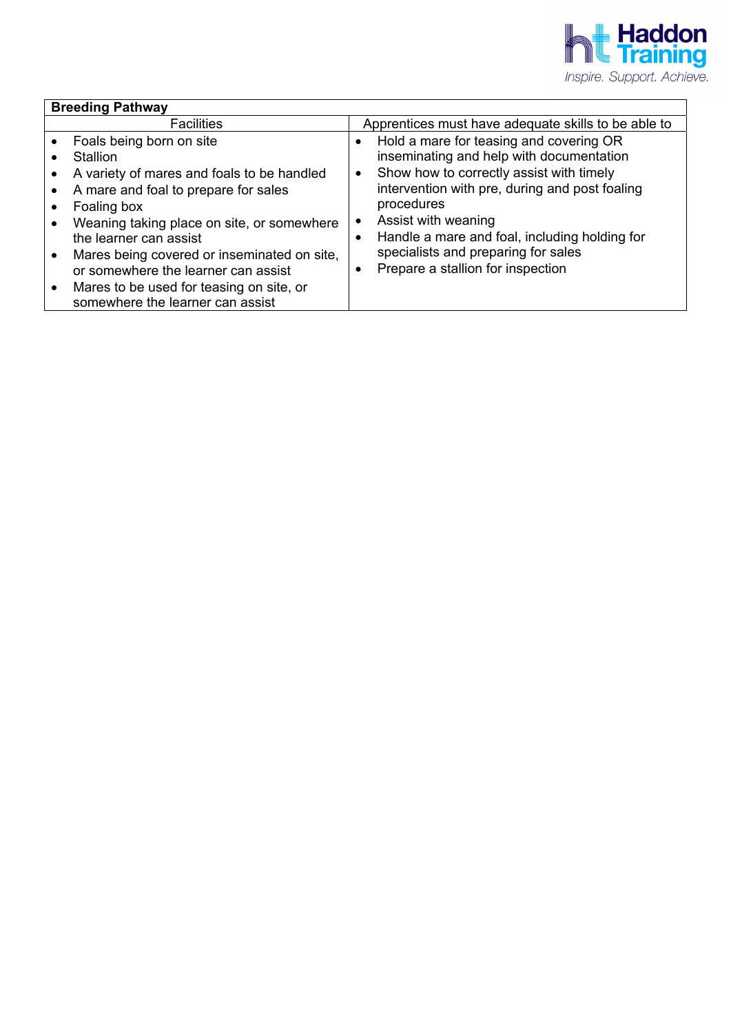| Breeding Pathway | |
|---|---|
| Facilities | Apprentices must have adequate skills to be able to |
| • Foals being born on site<br>• Stallion<br>• A variety of mares and foals to be handled<br>• A mare and foal to prepare for sales<br>• Foaling box<br>• Weaning taking place on site, or somewhere the learner can assist<br>• Mares being covered or inseminated on site, or somewhere the learner can assist<br>• Mares to be used for teasing on site, or somewhere the learner can assist | • Hold a mare for teasing and covering OR inseminating and help with documentation<br>• Show how to correctly assist with timely intervention with pre, during and post foaling procedures<br>• Assist with weaning<br>• Handle a mare and foal, including holding for specialists and preparing for sales<br>• Prepare a stallion for inspection |